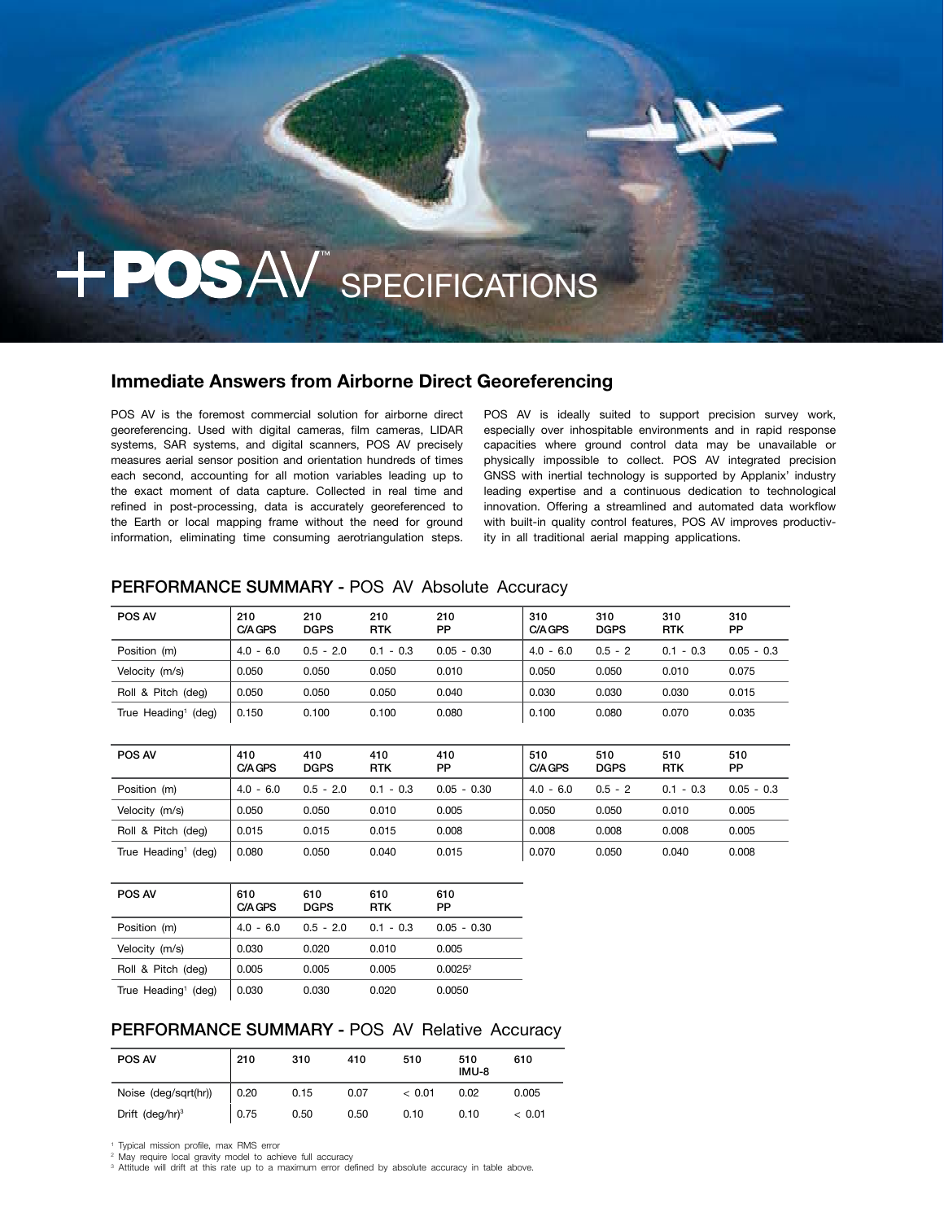# POS AV™ SPECIFICATIONS

## Immediate Answers from Airborne Direct Georeferencing

POS AV is the foremost commercial solution for airborne direct georeferencing. Used with digital cameras, film cameras, LIDAR systems, SAR systems, and digital scanners, POS AV precisely measures aerial sensor position and orientation hundreds of times each second, accounting for all motion variables leading up to the exact moment of data capture. Collected in real time and refined in post-processing, data is accurately georeferenced to the Earth or local mapping frame without the need for ground information, eliminating time consuming aerotriangulation steps.

POS AV is ideally suited to support precision survey work, especially over inhospitable environments and in rapid response capacities where ground control data may be unavailable or physically impossible to collect. POS AV integrated precision GNSS with inertial technology is supported by Applanix' industry leading expertise and a continuous dedication to technological innovation. Offering a streamlined and automated data workflow with built-in quality control features, POS AV improves productivity in all traditional aerial mapping applications.

## PERFORMANCE SUMMARY - POS AV Absolute Accuracy

| POS AV | 210 C/A GPS | 210 DGPS | 210 RTK | 210 PP | 310 C/A GPS | 310 DGPS | 310 RTK | 310 PP |
|---|---|---|---|---|---|---|---|---|
| Position (m) | 4.0 - 6.0 | 0.5 - 2.0 | 0.1 - 0.3 | 0.05 - 0.30 | 4.0 - 6.0 | 0.5 - 2 | 0.1 - 0.3 | 0.05 - 0.3 |
| Velocity (m/s) | 0.050 | 0.050 | 0.050 | 0.010 | 0.050 | 0.050 | 0.010 | 0.075 |
| Roll & Pitch (deg) | 0.050 | 0.050 | 0.050 | 0.040 | 0.030 | 0.030 | 0.030 | 0.015 |
| True Heading[1] (deg) | 0.150 | 0.100 | 0.100 | 0.080 | 0.100 | 0.080 | 0.070 | 0.035 |

| POS AV | 410 C/A GPS | 410 DGPS | 410 RTK | 410 PP | 510 C/A GPS | 510 DGPS | 510 RTK | 510 PP |
|---|---|---|---|---|---|---|---|---|
| Position (m) | 4.0 - 6.0 | 0.5 - 2.0 | 0.1 - 0.3 | 0.05 - 0.30 | 4.0 - 6.0 | 0.5 - 2 | 0.1 - 0.3 | 0.05 - 0.3 |
| Velocity (m/s) | 0.050 | 0.050 | 0.010 | 0.005 | 0.050 | 0.050 | 0.010 | 0.005 |
| Roll & Pitch (deg) | 0.015 | 0.015 | 0.015 | 0.008 | 0.008 | 0.008 | 0.008 | 0.005 |
| True Heading[1] (deg) | 0.080 | 0.050 | 0.040 | 0.015 | 0.070 | 0.050 | 0.040 | 0.008 |

| POS AV | 610 C/A GPS | 610 DGPS | 610 RTK | 610 PP |
|---|---|---|---|---|
| Position (m) | 4.0 - 6.0 | 0.5 - 2.0 | 0.1 - 0.3 | 0.05 - 0.30 |
| Velocity (m/s) | 0.030 | 0.020 | 0.010 | 0.005 |
| Roll & Pitch (deg) | 0.005 | 0.005 | 0.005 | 0.0025[2] |
| True Heading[1] (deg) | 0.030 | 0.030 | 0.020 | 0.0050 |

## PERFORMANCE SUMMARY - POS AV Relative Accuracy

| POS AV | 210 | 310 | 410 | 510 | 510 IMU-8 | 610 |
|---|---|---|---|---|---|---|
| Noise (deg/sqrt(hr)) | 0.20 | 0.15 | 0.07 | < 0.01 | 0.02 | 0.005 |
| Drift (deg/hr)[3] | 0.75 | 0.50 | 0.50 | 0.10 | 0.10 | < 0.01 |

[1] Typical mission profile, max RMS error
[2] May require local gravity model to achieve full accuracy
[3] Attitude will drift at this rate up to a maximum error defined by absolute accuracy in table above.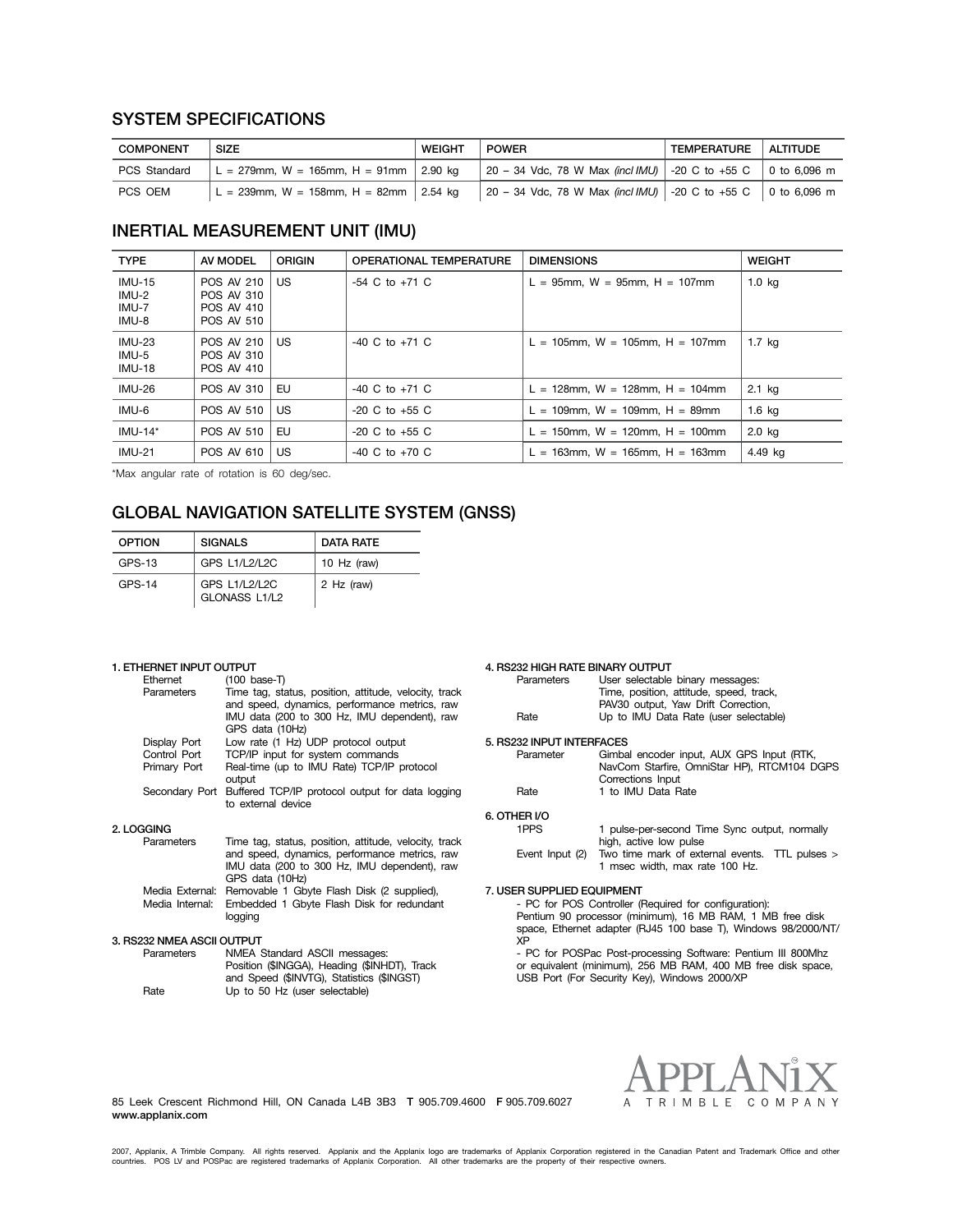## SYSTEM SPECIFICATIONS

| COMPONENT | SIZE | WEIGHT | POWER | TEMPERATURE | ALTITUDE |
|---|---|---|---|---|---|
| PCS Standard | L = 279mm, W = 165mm, H = 91mm | 2.90 kg | 20 – 34 Vdc, 78 W Max *(incl IMU)* | -20 C to +55 C | 0 to 6,096 m |
| PCS OEM | L = 239mm, W = 158mm, H = 82mm | 2.54 kg | 20 – 34 Vdc, 78 W Max *(incl IMU)* | -20 C to +55 C | 0 to 6,096 m |

## INERTIAL MEASUREMENT UNIT (IMU)

| TYPE | AV MODEL | ORIGIN | OPERATIONAL TEMPERATURE | DIMENSIONS | WEIGHT |
|---|---|---|---|---|---|
| IMU-15<br>IMU-2<br>IMU-7<br>IMU-8 | POS AV 210<br>POS AV 310<br>POS AV 410<br>POS AV 510 | US | -54 C to +71 C | L = 95mm, W = 95mm, H = 107mm | 1.0 kg |
| IMU-23<br>IMU-5<br>IMU-18 | POS AV 210<br>POS AV 310<br>POS AV 410 | US | -40 C to +71 C | L = 105mm, W = 105mm, H = 107mm | 1.7 kg |
| IMU-26 | POS AV 310 | EU | -40 C to +71 C | L = 128mm, W = 128mm, H = 104mm | 2.1 kg |
| IMU-6 | POS AV 510 | US | -20 C to +55 C | L = 109mm, W = 109mm, H = 89mm | 1.6 kg |
| IMU-14* | POS AV 510 | EU | -20 C to +55 C | L = 150mm, W = 120mm, H = 100mm | 2.0 kg |
| IMU-21 | POS AV 610 | US | -40 C to +70 C | L = 163mm, W = 165mm, H = 163mm | 4.49 kg |

*Max angular rate of rotation is 60 deg/sec.

## GLOBAL NAVIGATION SATELLITE SYSTEM (GNSS)

| OPTION | SIGNALS | DATA RATE |
|---|---|---|
| GPS-13 | GPS L1/L2/L2C | 10 Hz (raw) |
| GPS-14 | GPS L1/L2/L2C<br>GLONASS L1/L2 | 2 Hz (raw) |

**1. ETHERNET INPUT OUTPUT**

- Ethernet: (100 base-T)
- Parameters: Time tag, status, position, attitude, velocity, track and speed, dynamics, performance metrics, raw IMU data (200 to 300 Hz, IMU dependent), raw GPS data (10Hz)
- Display Port: Low rate (1 Hz) UDP protocol output
- Control Port: TCP/IP input for system commands
- Primary Port: Real-time (up to IMU Rate) TCP/IP protocol output
- Secondary Port: Buffered TCP/IP protocol output for data logging to external device

**2. LOGGING**

- Parameters: Time tag, status, position, attitude, velocity, track and speed, dynamics, performance metrics, raw IMU data (200 to 300 Hz, IMU dependent), raw GPS data (10Hz)
- Media External: Removable 1 Gbyte Flash Disk (2 supplied),
- Media Internal: Embedded 1 Gbyte Flash Disk for redundant logging

**3. RS232 NMEA ASCII OUTPUT**

- Parameters: NMEA Standard ASCII messages: Position ($INGGA), Heading ($INHDT), Track and Speed ($INVTG), Statistics ($INGST)
- Rate: Up to 50 Hz (user selectable)

**4. RS232 HIGH RATE BINARY OUTPUT**

- Parameters: User selectable binary messages: Time, position, attitude, speed, track, PAV30 output, Yaw Drift Correction,
- Rate: Up to IMU Data Rate (user selectable)

**5. RS232 INPUT INTERFACES**

- Parameter: Gimbal encoder input, AUX GPS Input (RTK, NavCom Starfire, OmniStar HP), RTCM104 DGPS Corrections Input
- Rate: 1 to IMU Data Rate

**6. OTHER I/O**

- 1PPS: 1 pulse-per-second Time Sync output, normally high, active low pulse
- Event Input (2): Two time mark of external events. TTL pulses > 1 msec width, max rate 100 Hz.

**7. USER SUPPLIED EQUIPMENT**

- PC for POS Controller (Required for configuration): Pentium 90 processor (minimum), 16 MB RAM, 1 MB free disk space, Ethernet adapter (RJ45 100 base T), Windows 98/2000/NT/XP
- PC for POSPac Post-processing Software: Pentium III 800Mhz or equivalent (minimum), 256 MB RAM, 400 MB free disk space, USB Port (For Security Key), Windows 2000/XP

APPLANIX
A TRIMBLE COMPANY

85 Leek Crescent Richmond Hill, ON Canada L4B 3B3 **T** 905.709.4600 **F** 905.709.6027
**www.applanix.com**

2007, Applanix, A Trimble Company. All rights reserved. Applanix and the Applanix logo are trademarks of Applanix Corporation registered in the Canadian Patent and Trademark Office and other countries. POS LV and POSPac are registered trademarks of Applanix Corporation. All other trademarks are the property of their respective owners.